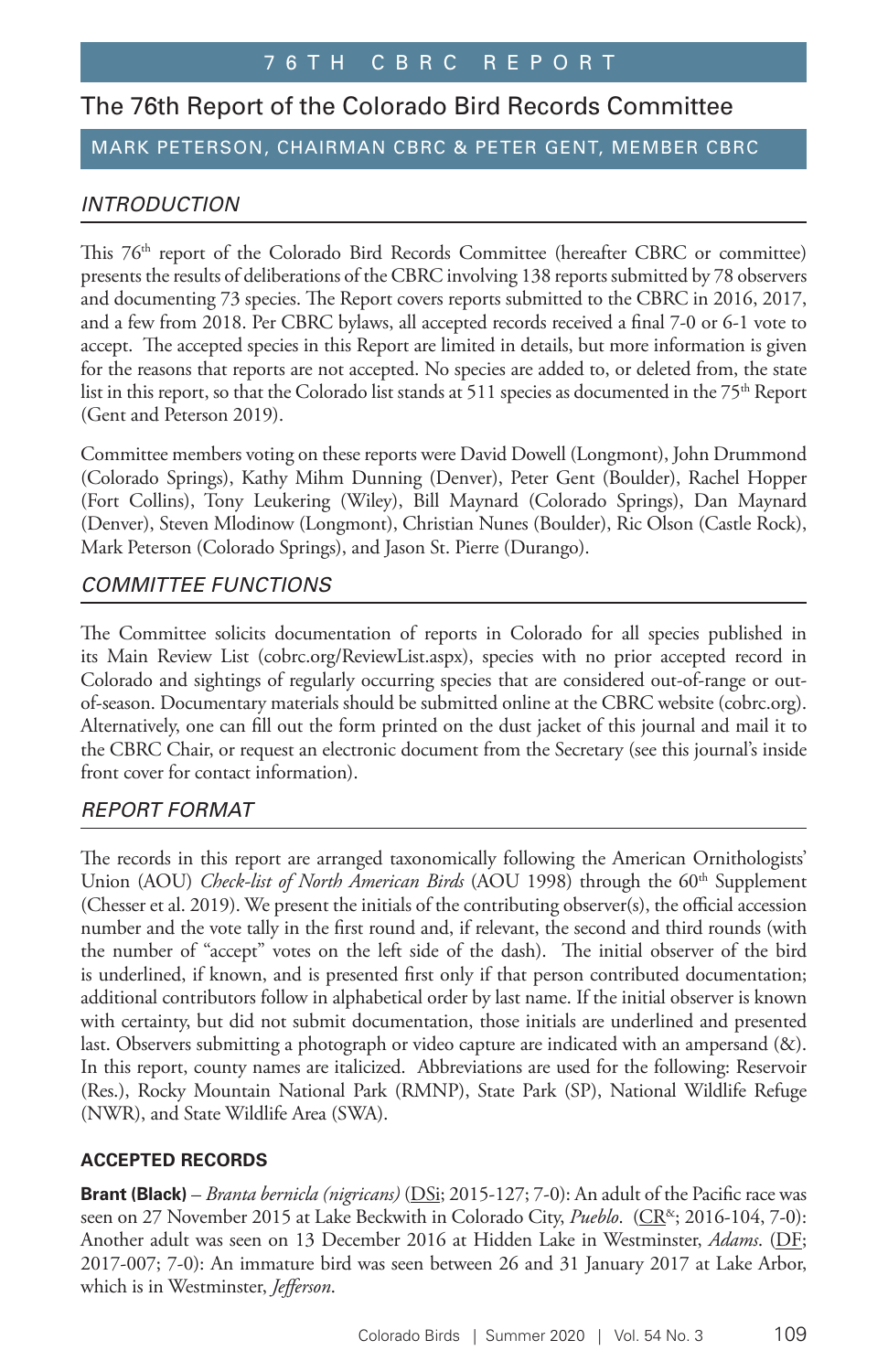76TH CBRC REPORT

# The 76th Report of the Colorado Bird Records Committee

MARK PETERSON, CHAIRMAN CBRC & PETER GENT, MEMBER CBRC

## INTRODUCTION

This 76th report of the Colorado Bird Records Committee (hereafter CBRC or committee) presents the results of deliberations of the CBRC involving 138 reports submitted by 78 observers and documenting 73 species. The Report covers reports submitted to the CBRC in 2016, 2017, and a few from 2018. Per CBRC bylaws, all accepted records received a final 7-0 or 6-1 vote to accept. The accepted species in this Report are limited in details, but more information is given for the reasons that reports are not accepted. No species are added to, or deleted from, the state list in this report, so that the Colorado list stands at 511 species as documented in the 75th Report (Gent and Peterson 2019).

Committee members voting on these reports were David Dowell (Longmont), John Drummond (Colorado Springs), Kathy Mihm Dunning (Denver), Peter Gent (Boulder), Rachel Hopper (Fort Collins), Tony Leukering (Wiley), Bill Maynard (Colorado Springs), Dan Maynard (Denver), Steven Mlodinow (Longmont), Christian Nunes (Boulder), Ric Olson (Castle Rock), Mark Peterson (Colorado Springs), and Jason St. Pierre (Durango).

## COMMITTEE FUNCTIONS

The Committee solicits documentation of reports in Colorado for all species published in its Main Review List (cobrc.org/ReviewList.aspx), species with no prior accepted record in Colorado and sightings of regularly occurring species that are considered out-of-range or out-of-season. Documentary materials should be submitted online at the CBRC website (cobrc.org). Alternatively, one can fill out the form printed on the dust jacket of this journal and mail it to the CBRC Chair, or request an electronic document from the Secretary (see this journal's inside front cover for contact information).

## REPORT FORMAT

The records in this report are arranged taxonomically following the American Ornithologists' Union (AOU) *Check-list of North American Birds* (AOU 1998) through the 60th Supplement (Chesser et al. 2019). We present the initials of the contributing observer(s), the official accession number and the vote tally in the first round and, if relevant, the second and third rounds (with the number of "accept" votes on the left side of the dash). The initial observer of the bird is underlined, if known, and is presented first only if that person contributed documentation; additional contributors follow in alphabetical order by last name. If the initial observer is known with certainty, but did not submit documentation, those initials are underlined and presented last. Observers submitting a photograph or video capture are indicated with an ampersand (&). In this report, county names are italicized. Abbreviations are used for the following: Reservoir (Res.), Rocky Mountain National Park (RMNP), State Park (SP), National Wildlife Refuge (NWR), and State Wildlife Area (SWA).

### ACCEPTED RECORDS

**Brant (Black)** – *Branta bernicla (nigricans)* (<u>DSi</u>; 2015-127; 7-0): An adult of the Pacific race was seen on 27 November 2015 at Lake Beckwith in Colorado City, *Pueblo*. (<u>CR</u>&; 2016-104, 7-0): Another adult was seen on 13 December 2016 at Hidden Lake in Westminster, *Adams*. (<u>DF</u>; 2017-007; 7-0): An immature bird was seen between 26 and 31 January 2017 at Lake Arbor, which is in Westminster, *Jefferson*.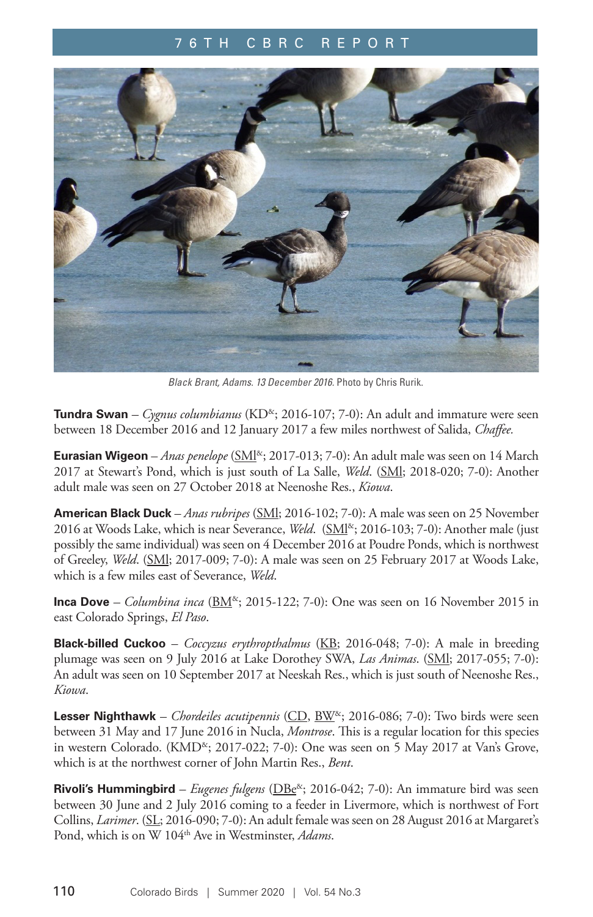Black Brant, Adams. 13 December 2016. Photo by Chris Rurik.

**Tundra Swan** – *Cygnus columbianus* (KD&; 2016-107; 7-0): An adult and immature were seen between 18 December 2016 and 12 January 2017 a few miles northwest of Salida, *Chaffee.*

**Eurasian Wigeon** – *Anas penelope* (SMl&; 2017-013; 7-0): An adult male was seen on 14 March 2017 at Stewart's Pond, which is just south of La Salle, *Weld*. (SMl; 2018-020; 7-0): Another adult male was seen on 27 October 2018 at Neenoshe Res., *Kiowa*.

**American Black Duck** – *Anas rubripes* (SMl; 2016-102; 7-0): A male was seen on 25 November 2016 at Woods Lake, which is near Severance, *Weld*. (SMl&; 2016-103; 7-0): Another male (just possibly the same individual) was seen on 4 December 2016 at Poudre Ponds, which is northwest of Greeley, *Weld*. (SMl; 2017-009; 7-0): A male was seen on 25 February 2017 at Woods Lake, which is a few miles east of Severance, *Weld*.

**Inca Dove** – *Columbina inca* (BM&; 2015-122; 7-0): One was seen on 16 November 2015 in east Colorado Springs, *El Paso*.

**Black-billed Cuckoo** – *Coccyzus erythropthalmus* (KB; 2016-048; 7-0): A male in breeding plumage was seen on 9 July 2016 at Lake Dorothey SWA, *Las Animas*. (SMl; 2017-055; 7-0): An adult was seen on 10 September 2017 at Neeskah Res., which is just south of Neenoshe Res., *Kiowa*.

**Lesser Nighthawk** – *Chordeiles acutipennis* (CD, BW&; 2016-086; 7-0): Two birds were seen between 31 May and 17 June 2016 in Nucla, *Montrose*. This is a regular location for this species in western Colorado. (KMD&; 2017-022; 7-0): One was seen on 5 May 2017 at Van's Grove, which is at the northwest corner of John Martin Res., *Bent*.

**Rivoli's Hummingbird** – *Eugenes fulgens* (DBe&; 2016-042; 7-0): An immature bird was seen between 30 June and 2 July 2016 coming to a feeder in Livermore, which is northwest of Fort Collins, *Larimer*. (SL; 2016-090; 7-0): An adult female was seen on 28 August 2016 at Margaret's Pond, which is on W 104th Ave in Westminster, *Adams*.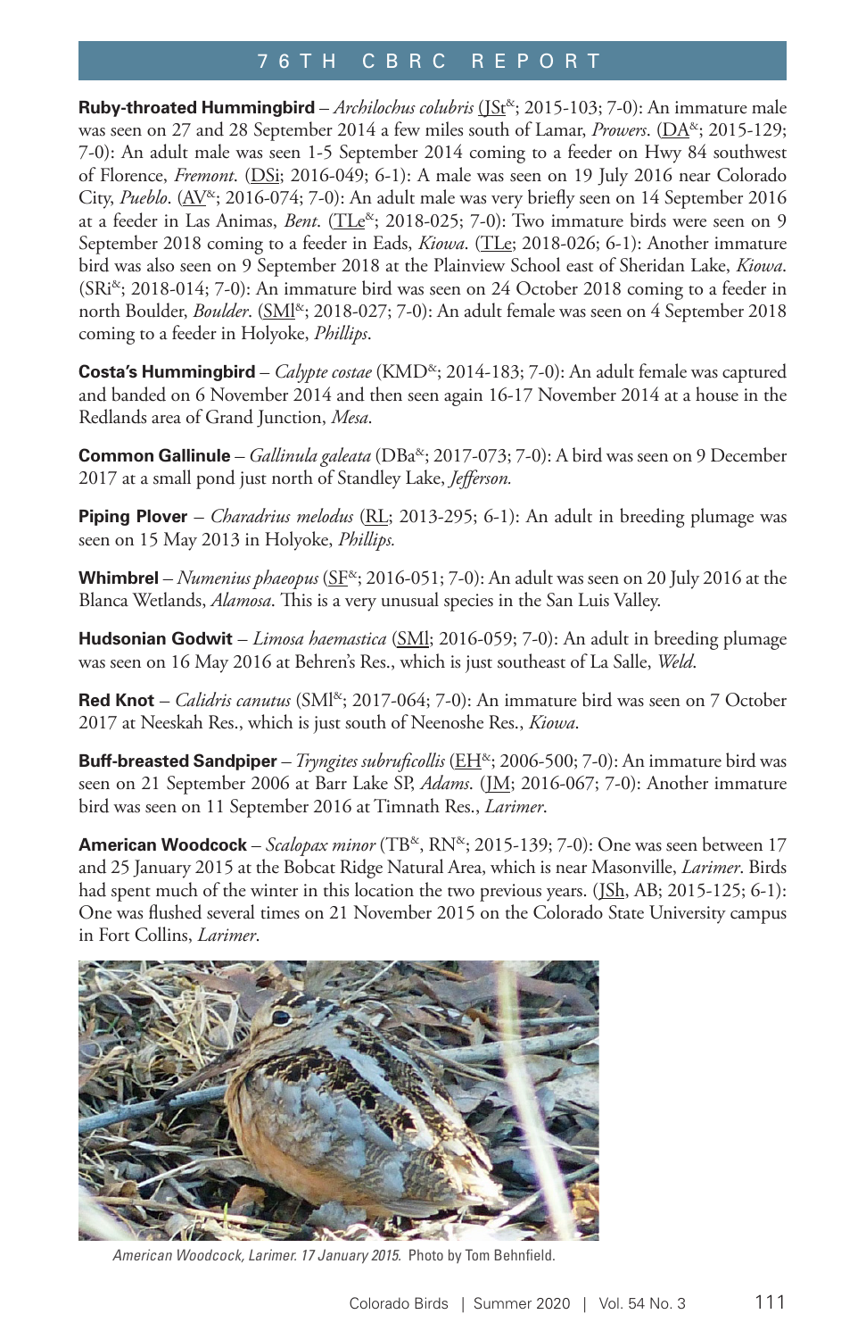**Ruby-throated Hummingbird** – *Archilochus colubris* (JSt[&]; 2015-103; 7-0): An immature male was seen on 27 and 28 September 2014 a few miles south of Lamar, *Prowers*. (DA[&]; 2015-129; 7-0): An adult male was seen 1-5 September 2014 coming to a feeder on Hwy 84 southwest of Florence, *Fremont*. (DSi; 2016-049; 6-1): A male was seen on 19 July 2016 near Colorado City, *Pueblo*. (AV[&]; 2016-074; 7-0): An adult male was very briefly seen on 14 September 2016 at a feeder in Las Animas, *Bent*. (TLe[&]; 2018-025; 7-0): Two immature birds were seen on 9 September 2018 coming to a feeder in Eads, *Kiowa*. (TLe; 2018-026; 6-1): Another immature bird was also seen on 9 September 2018 at the Plainview School east of Sheridan Lake, *Kiowa*. (SRi[&]; 2018-014; 7-0): An immature bird was seen on 24 October 2018 coming to a feeder in north Boulder, *Boulder*. (SMl[&]; 2018-027; 7-0): An adult female was seen on 4 September 2018 coming to a feeder in Holyoke, *Phillips*.

**Costa's Hummingbird** – *Calypte costae* (KMD[&]; 2014-183; 7-0): An adult female was captured and banded on 6 November 2014 and then seen again 16-17 November 2014 at a house in the Redlands area of Grand Junction, *Mesa*.

**Common Gallinule** – *Gallinula galeata* (DBa[&]; 2017-073; 7-0): A bird was seen on 9 December 2017 at a small pond just north of Standley Lake, *Jefferson.*

**Piping Plover** – *Charadrius melodus* (RL; 2013-295; 6-1): An adult in breeding plumage was seen on 15 May 2013 in Holyoke, *Phillips.*

**Whimbrel** – *Numenius phaeopus* (SF[&]; 2016-051; 7-0): An adult was seen on 20 July 2016 at the Blanca Wetlands, *Alamosa*. This is a very unusual species in the San Luis Valley.

**Hudsonian Godwit** – *Limosa haemastica* (SMl; 2016-059; 7-0): An adult in breeding plumage was seen on 16 May 2016 at Behren's Res., which is just southeast of La Salle, *Weld*.

**Red Knot** – *Calidris canutus* (SMl[&]; 2017-064; 7-0): An immature bird was seen on 7 October 2017 at Neeskah Res., which is just south of Neenoshe Res., *Kiowa*.

**Buff-breasted Sandpiper** – *Tryngites subruficollis* (EH[&]; 2006-500; 7-0): An immature bird was seen on 21 September 2006 at Barr Lake SP, *Adams*. (JM; 2016-067; 7-0): Another immature bird was seen on 11 September 2016 at Timnath Res., *Larimer*.

**American Woodcock** – *Scalopax minor* (TB[&], RN[&]; 2015-139; 7-0): One was seen between 17 and 25 January 2015 at the Bobcat Ridge Natural Area, which is near Masonville, *Larimer*. Birds had spent much of the winter in this location the two previous years. (JSh, AB; 2015-125; 6-1): One was flushed several times on 21 November 2015 on the Colorado State University campus in Fort Collins, *Larimer*.

*American Woodcock, Larimer. 17 January 2015.* Photo by Tom Behnfield.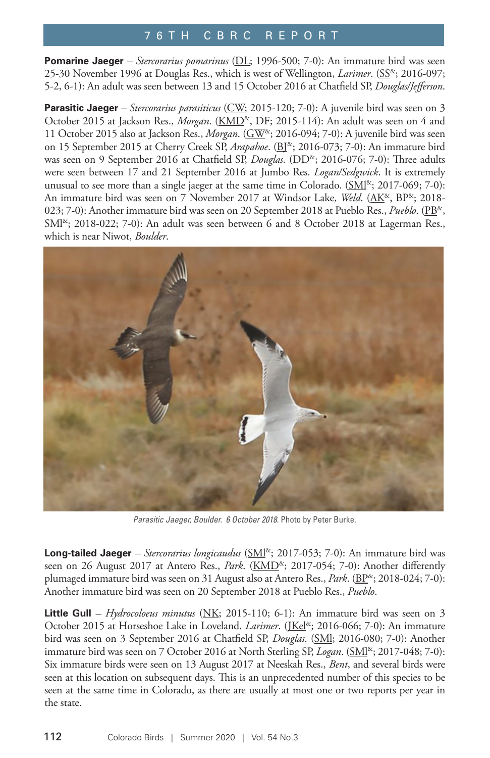**Pomarine Jaeger** – *Stercorarius pomarinus* (DL; 1996-500; 7-0): An immature bird was seen 25-30 November 1996 at Douglas Res., which is west of Wellington, *Larimer*. (SS&; 2016-097; 5-2, 6-1): An adult was seen between 13 and 15 October 2016 at Chatfield SP, *Douglas/Jefferson*.

**Parasitic Jaeger** – *Stercorarius parasiticus* (CW; 2015-120; 7-0): A juvenile bird was seen on 3 October 2015 at Jackson Res., *Morgan*. (KMD&, DF; 2015-114): An adult was seen on 4 and 11 October 2015 also at Jackson Res., *Morgan*. (GW&; 2016-094; 7-0): A juvenile bird was seen on 15 September 2015 at Cherry Creek SP, *Arapahoe*. (BJ&; 2016-073; 7-0): An immature bird was seen on 9 September 2016 at Chatfield SP, *Douglas*. (DD&; 2016-076; 7-0): Three adults were seen between 17 and 21 September 2016 at Jumbo Res. *Logan/Sedgwick*. It is extremely unusual to see more than a single jaeger at the same time in Colorado. (SMl&; 2017-069; 7-0): An immature bird was seen on 7 November 2017 at Windsor Lake, *Weld*. (AK&, BP&; 2018-023; 7-0): Another immature bird was seen on 20 September 2018 at Pueblo Res., *Pueblo*. (PB&, SMl&; 2018-022; 7-0): An adult was seen between 6 and 8 October 2018 at Lagerman Res., which is near Niwot, *Boulder*.

*Parasitic Jaeger, Boulder. 6 October 2018.* Photo by Peter Burke.

**Long-tailed Jaeger** – *Stercorarius longicaudus* (SMl&; 2017-053; 7-0): An immature bird was seen on 26 August 2017 at Antero Res., *Park*. (KMD&; 2017-054; 7-0): Another differently plumaged immature bird was seen on 31 August also at Antero Res., *Park*. (BP&; 2018-024; 7-0): Another immature bird was seen on 20 September 2018 at Pueblo Res., *Pueblo*.

**Little Gull** – *Hydrocoloeus minutus* (NK; 2015-110; 6-1): An immature bird was seen on 3 October 2015 at Horseshoe Lake in Loveland, *Larimer*. (JKel&; 2016-066; 7-0): An immature bird was seen on 3 September 2016 at Chatfield SP, *Douglas*. (SMl; 2016-080; 7-0): Another immature bird was seen on 7 October 2016 at North Sterling SP, *Logan*. (SMl&; 2017-048; 7-0): Six immature birds were seen on 13 August 2017 at Neeskah Res., *Bent*, and several birds were seen at this location on subsequent days. This is an unprecedented number of this species to be seen at the same time in Colorado, as there are usually at most one or two reports per year in the state.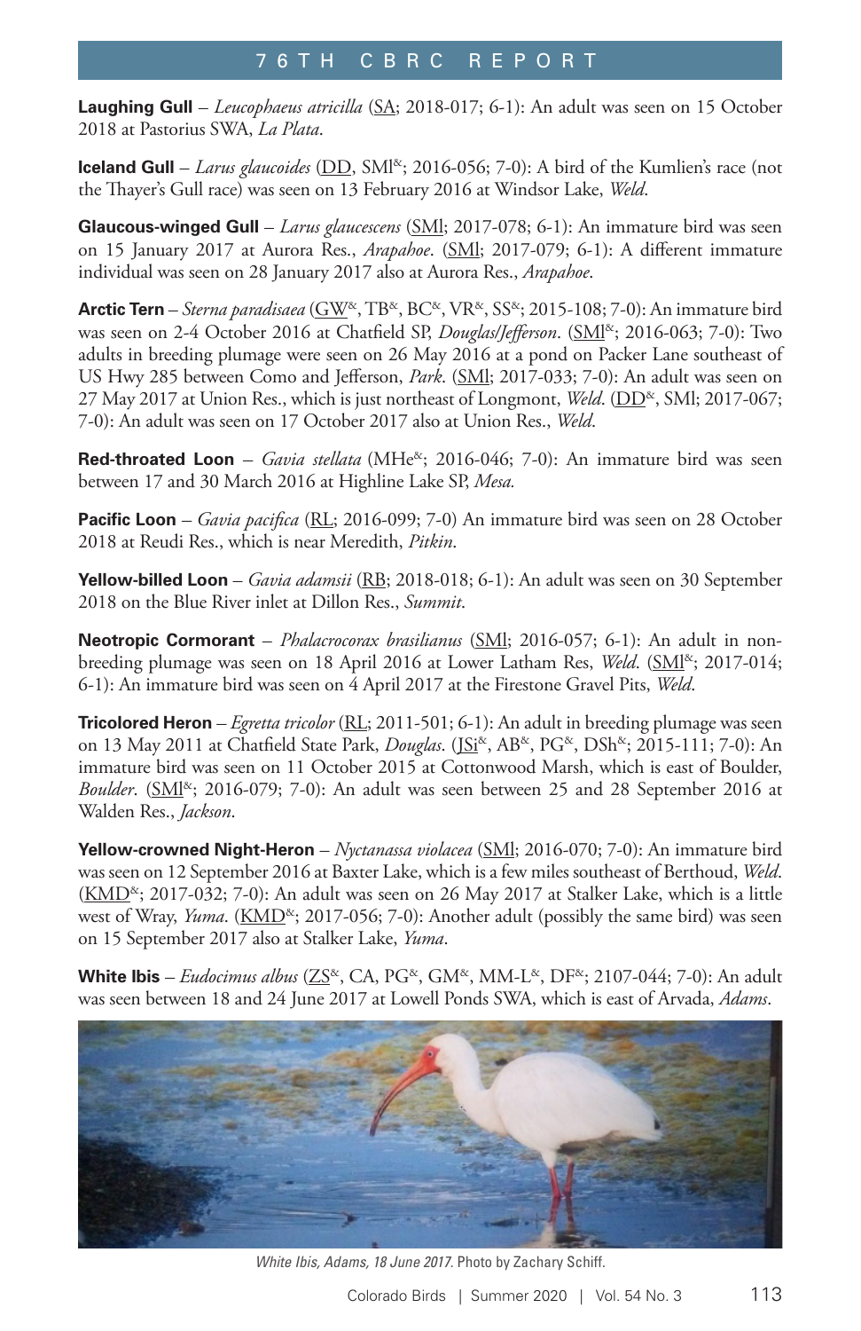**Laughing Gull** – *Leucophaeus atricilla* (SA; 2018-017; 6-1): An adult was seen on 15 October 2018 at Pastorius SWA, *La Plata*.

**Iceland Gull** – *Larus glaucoides* (DD, SMl&; 2016-056; 7-0): A bird of the Kumlien's race (not the Thayer's Gull race) was seen on 13 February 2016 at Windsor Lake, *Weld*.

**Glaucous-winged Gull** – *Larus glaucescens* (SMl; 2017-078; 6-1): An immature bird was seen on 15 January 2017 at Aurora Res., *Arapahoe*. (SMl; 2017-079; 6-1): A different immature individual was seen on 28 January 2017 also at Aurora Res., *Arapahoe*.

**Arctic Tern** – *Sterna paradisaea* (GW&, TB&, BC&, VR&, SS&; 2015-108; 7-0): An immature bird was seen on 2-4 October 2016 at Chatfield SP, *Douglas/Jefferson*. (SMl&; 2016-063; 7-0): Two adults in breeding plumage were seen on 26 May 2016 at a pond on Packer Lane southeast of US Hwy 285 between Como and Jefferson, *Park*. (SMl; 2017-033; 7-0): An adult was seen on 27 May 2017 at Union Res., which is just northeast of Longmont, *Weld*. (DD&, SMl; 2017-067; 7-0): An adult was seen on 17 October 2017 also at Union Res., *Weld*.

**Red-throated Loon** – *Gavia stellata* (MHe&; 2016-046; 7-0): An immature bird was seen between 17 and 30 March 2016 at Highline Lake SP, *Mesa.*

**Pacific Loon** – *Gavia pacifica* (RL; 2016-099; 7-0) An immature bird was seen on 28 October 2018 at Reudi Res., which is near Meredith, *Pitkin*.

**Yellow-billed Loon** – *Gavia adamsii* (RB; 2018-018; 6-1): An adult was seen on 30 September 2018 on the Blue River inlet at Dillon Res., *Summit*.

**Neotropic Cormorant** – *Phalacrocorax brasilianus* (SMl; 2016-057; 6-1): An adult in non-breeding plumage was seen on 18 April 2016 at Lower Latham Res, *Weld*. (SMl&; 2017-014; 6-1): An immature bird was seen on 4 April 2017 at the Firestone Gravel Pits, *Weld*.

**Tricolored Heron** – *Egretta tricolor* (RL; 2011-501; 6-1): An adult in breeding plumage was seen on 13 May 2011 at Chatfield State Park, *Douglas*. (JSi&, AB&, PG&, DSh&; 2015-111; 7-0): An immature bird was seen on 11 October 2015 at Cottonwood Marsh, which is east of Boulder, *Boulder*. (SMl&; 2016-079; 7-0): An adult was seen between 25 and 28 September 2016 at Walden Res., *Jackson*.

**Yellow-crowned Night-Heron** – *Nyctanassa violacea* (SMl; 2016-070; 7-0): An immature bird was seen on 12 September 2016 at Baxter Lake, which is a few miles southeast of Berthoud, *Weld*. (KMD&; 2017-032; 7-0): An adult was seen on 26 May 2017 at Stalker Lake, which is a little west of Wray, *Yuma*. (KMD&; 2017-056; 7-0): Another adult (possibly the same bird) was seen on 15 September 2017 also at Stalker Lake, *Yuma*.

**White Ibis** – *Eudocimus albus* (ZS&, CA, PG&, GM&, MM-L&, DF&; 2107-044; 7-0): An adult was seen between 18 and 24 June 2017 at Lowell Ponds SWA, which is east of Arvada, *Adams*.

*White Ibis, Adams, 18 June 2017.* Photo by Zachary Schiff.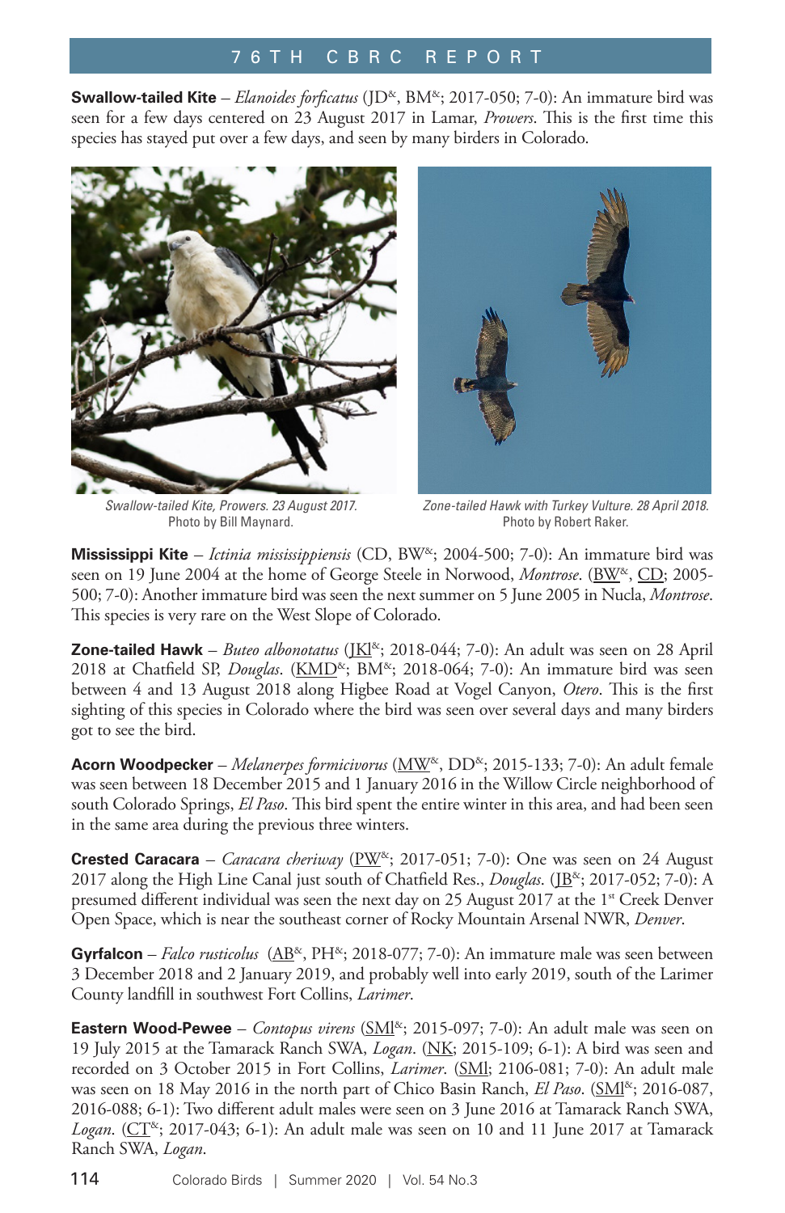**Swallow-tailed Kite** – *Elanoides forficatus* (JD&, BM&; 2017-050; 7-0): An immature bird was seen for a few days centered on 23 August 2017 in Lamar, *Prowers*. This is the first time this species has stayed put over a few days, and seen by many birders in Colorado.

Swallow-tailed Kite, Prowers. 23 August 2017. Photo by Bill Maynard.

Zone-tailed Hawk with Turkey Vulture. 28 April 2018. Photo by Robert Raker.

**Mississippi Kite** – *Ictinia mississippiensis* (CD, BW&; 2004-500; 7-0): An immature bird was seen on 19 June 2004 at the home of George Steele in Norwood, *Montrose*. (BW&, CD; 2005-500; 7-0): Another immature bird was seen the next summer on 5 June 2005 in Nucla, *Montrose*. This species is very rare on the West Slope of Colorado.

**Zone-tailed Hawk** – *Buteo albonotatus* (JKl&; 2018-044; 7-0): An adult was seen on 28 April 2018 at Chatfield SP, *Douglas*. (KMD&; BM&; 2018-064; 7-0): An immature bird was seen between 4 and 13 August 2018 along Higbee Road at Vogel Canyon, *Otero*. This is the first sighting of this species in Colorado where the bird was seen over several days and many birders got to see the bird.

**Acorn Woodpecker** – *Melanerpes formicivorus* (MW&, DD&; 2015-133; 7-0): An adult female was seen between 18 December 2015 and 1 January 2016 in the Willow Circle neighborhood of south Colorado Springs, *El Paso*. This bird spent the entire winter in this area, and had been seen in the same area during the previous three winters.

**Crested Caracara** – *Caracara cheriway* (PW&; 2017-051; 7-0): One was seen on 24 August 2017 along the High Line Canal just south of Chatfield Res., *Douglas*. (JB&; 2017-052; 7-0): A presumed different individual was seen the next day on 25 August 2017 at the 1st Creek Denver Open Space, which is near the southeast corner of Rocky Mountain Arsenal NWR, *Denver*.

**Gyrfalcon** – *Falco rusticolus* (AB&, PH&; 2018-077; 7-0): An immature male was seen between 3 December 2018 and 2 January 2019, and probably well into early 2019, south of the Larimer County landfill in southwest Fort Collins, *Larimer*.

**Eastern Wood-Pewee** – *Contopus virens* (SMl&; 2015-097; 7-0): An adult male was seen on 19 July 2015 at the Tamarack Ranch SWA, *Logan*. (NK; 2015-109; 6-1): A bird was seen and recorded on 3 October 2015 in Fort Collins, *Larimer*. (SMl; 2106-081; 7-0): An adult male was seen on 18 May 2016 in the north part of Chico Basin Ranch, *El Paso*. (SMl&; 2016-087, 2016-088; 6-1): Two different adult males were seen on 3 June 2016 at Tamarack Ranch SWA, *Logan*. (CT&; 2017-043; 6-1): An adult male was seen on 10 and 11 June 2017 at Tamarack Ranch SWA, *Logan*.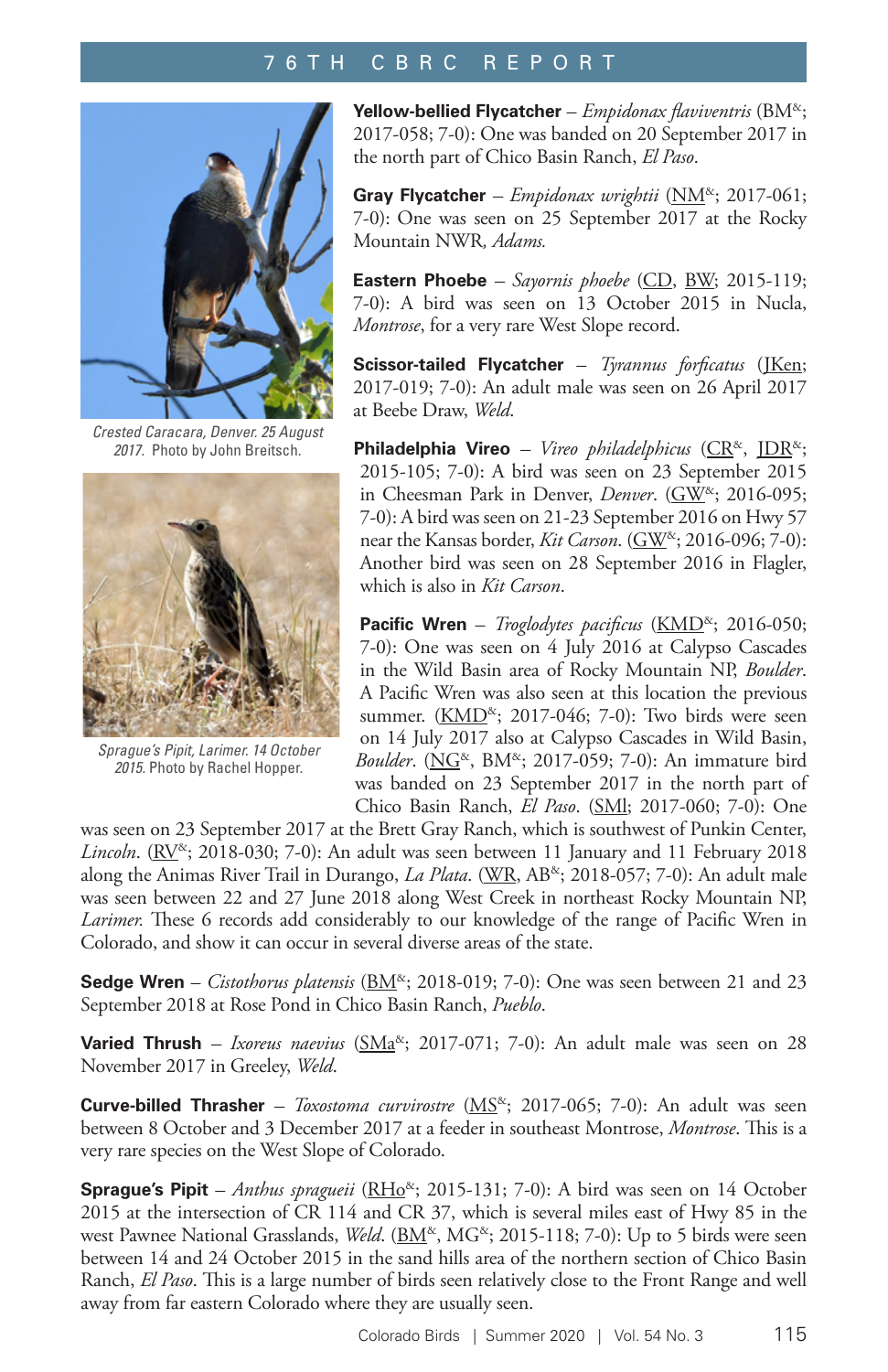Crested Caracara, Denver. 25 August 2017. Photo by John Breitsch.

Sprague's Pipit, Larimer. 14 October 2015. Photo by Rachel Hopper.

**Yellow-bellied Flycatcher** – *Empidonax flaviventris* (BM&; 2017-058; 7-0): One was banded on 20 September 2017 in the north part of Chico Basin Ranch, *El Paso*.

**Gray Flycatcher** – *Empidonax wrightii* (NM&; 2017-061; 7-0): One was seen on 25 September 2017 at the Rocky Mountain NWR, *Adams*.

**Eastern Phoebe** – *Sayornis phoebe* (CD, BW; 2015-119; 7-0): A bird was seen on 13 October 2015 in Nucla, *Montrose*, for a very rare West Slope record.

**Scissor-tailed Flycatcher** – *Tyrannus forficatus* (JKen; 2017-019; 7-0): An adult male was seen on 26 April 2017 at Beebe Draw, *Weld*.

**Philadelphia Vireo** – *Vireo philadelphicus* (CR&, JDR&; 2015-105; 7-0): A bird was seen on 23 September 2015 in Cheesman Park in Denver, *Denver*. (GW&; 2016-095; 7-0): A bird was seen on 21-23 September 2016 on Hwy 57 near the Kansas border, *Kit Carson*. (GW&; 2016-096; 7-0): Another bird was seen on 28 September 2016 in Flagler, which is also in *Kit Carson*.

**Pacific Wren** – *Troglodytes pacificus* (KMD&; 2016-050; 7-0): One was seen on 4 July 2016 at Calypso Cascades in the Wild Basin area of Rocky Mountain NP, *Boulder*. A Pacific Wren was also seen at this location the previous summer. (KMD&; 2017-046; 7-0): Two birds were seen on 14 July 2017 also at Calypso Cascades in Wild Basin, *Boulder*. (NG&, BM&; 2017-059; 7-0): An immature bird was banded on 23 September 2017 in the north part of Chico Basin Ranch, *El Paso*. (SMl; 2017-060; 7-0): One was seen on 23 September 2017 at the Brett Gray Ranch, which is southwest of Punkin Center, *Lincoln*. (RV&; 2018-030; 7-0): An adult was seen between 11 January and 11 February 2018 along the Animas River Trail in Durango, *La Plata*. (WR, AB&; 2018-057; 7-0): An adult male was seen between 22 and 27 June 2018 along West Creek in northeast Rocky Mountain NP, *Larimer*. These 6 records add considerably to our knowledge of the range of Pacific Wren in Colorado, and show it can occur in several diverse areas of the state.

**Sedge Wren** – *Cistothorus platensis* (BM&; 2018-019; 7-0): One was seen between 21 and 23 September 2018 at Rose Pond in Chico Basin Ranch, *Pueblo*.

**Varied Thrush** – *Ixoreus naevius* (SMa&; 2017-071; 7-0): An adult male was seen on 28 November 2017 in Greeley, *Weld*.

**Curve-billed Thrasher** – *Toxostoma curvirostre* (MS&; 2017-065; 7-0): An adult was seen between 8 October and 3 December 2017 at a feeder in southeast Montrose, *Montrose*. This is a very rare species on the West Slope of Colorado.

**Sprague's Pipit** – *Anthus spragueii* (RHo&; 2015-131; 7-0): A bird was seen on 14 October 2015 at the intersection of CR 114 and CR 37, which is several miles east of Hwy 85 in the west Pawnee National Grasslands, *Weld*. (BM&, MG&; 2015-118; 7-0): Up to 5 birds were seen between 14 and 24 October 2015 in the sand hills area of the northern section of Chico Basin Ranch, *El Paso*. This is a large number of birds seen relatively close to the Front Range and well away from far eastern Colorado where they are usually seen.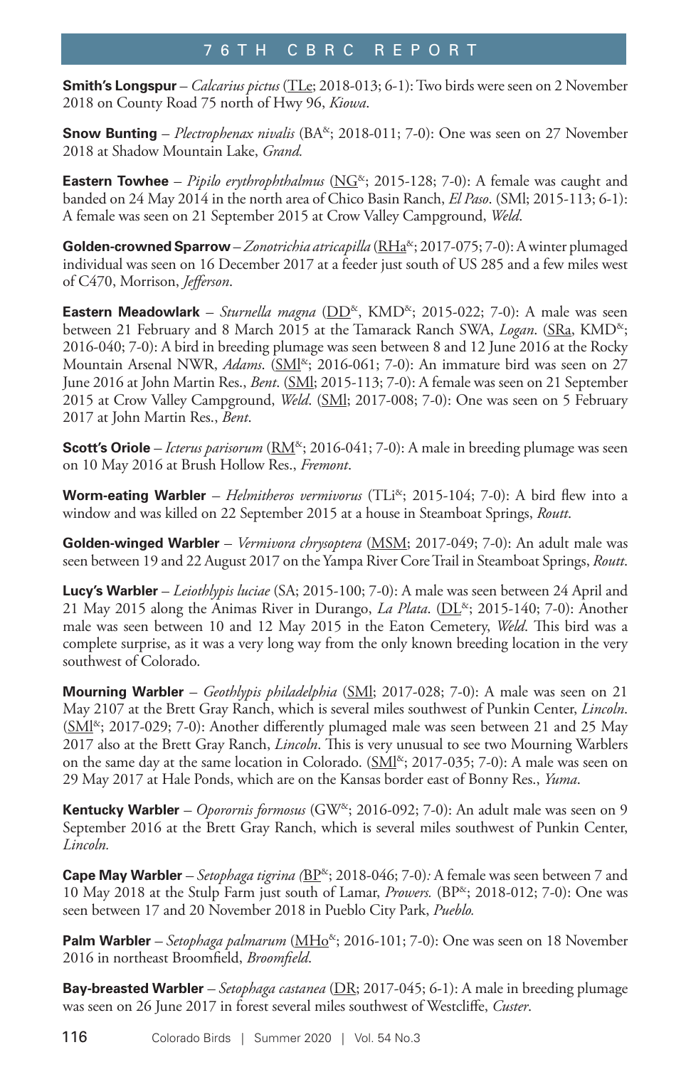**Smith's Longspur** – *Calcarius pictus* (TLe; 2018-013; 6-1): Two birds were seen on 2 November 2018 on County Road 75 north of Hwy 96, *Kiowa*.

**Snow Bunting** – *Plectrophenax nivalis* (BA&; 2018-011; 7-0): One was seen on 27 November 2018 at Shadow Mountain Lake, *Grand*.

**Eastern Towhee** – *Pipilo erythrophthalmus* (NG&; 2015-128; 7-0): A female was caught and banded on 24 May 2014 in the north area of Chico Basin Ranch, *El Paso*. (SMl; 2015-113; 6-1): A female was seen on 21 September 2015 at Crow Valley Campground, *Weld*.

**Golden-crowned Sparrow** – *Zonotrichia atricapilla* (RHa&; 2017-075; 7-0): A winter plumaged individual was seen on 16 December 2017 at a feeder just south of US 285 and a few miles west of C470, Morrison, *Jefferson*.

**Eastern Meadowlark** – *Sturnella magna* (DD&, KMD&; 2015-022; 7-0): A male was seen between 21 February and 8 March 2015 at the Tamarack Ranch SWA, *Logan*. (SRa, KMD&; 2016-040; 7-0): A bird in breeding plumage was seen between 8 and 12 June 2016 at the Rocky Mountain Arsenal NWR, *Adams*. (SMl&; 2016-061; 7-0): An immature bird was seen on 27 June 2016 at John Martin Res., *Bent*. (SMl; 2015-113; 7-0): A female was seen on 21 September 2015 at Crow Valley Campground, *Weld*. (SMl; 2017-008; 7-0): One was seen on 5 February 2017 at John Martin Res., *Bent*.

**Scott's Oriole** – *Icterus parisorum* (RM&; 2016-041; 7-0): A male in breeding plumage was seen on 10 May 2016 at Brush Hollow Res., *Fremont*.

**Worm-eating Warbler** – *Helmitheros vermivorus* (TLi&; 2015-104; 7-0): A bird flew into a window and was killed on 22 September 2015 at a house in Steamboat Springs, *Routt*.

**Golden-winged Warbler** – *Vermivora chrysoptera* (MSM; 2017-049; 7-0): An adult male was seen between 19 and 22 August 2017 on the Yampa River Core Trail in Steamboat Springs, *Routt*.

**Lucy's Warbler** – *Leiothlypis luciae* (SA; 2015-100; 7-0): A male was seen between 24 April and 21 May 2015 along the Animas River in Durango, *La Plata*. (DL&; 2015-140; 7-0): Another male was seen between 10 and 12 May 2015 in the Eaton Cemetery, *Weld*. This bird was a complete surprise, as it was a very long way from the only known breeding location in the very southwest of Colorado.

**Mourning Warbler** – *Geothlypis philadelphia* (SMl; 2017-028; 7-0): A male was seen on 21 May 2107 at the Brett Gray Ranch, which is several miles southwest of Punkin Center, *Lincoln*. (SMl&; 2017-029; 7-0): Another differently plumaged male was seen between 21 and 25 May 2017 also at the Brett Gray Ranch, *Lincoln*. This is very unusual to see two Mourning Warblers on the same day at the same location in Colorado. (SMl&; 2017-035; 7-0): A male was seen on 29 May 2017 at Hale Ponds, which are on the Kansas border east of Bonny Res., *Yuma*.

**Kentucky Warbler** – *Oporornis formosus* (GW&; 2016-092; 7-0): An adult male was seen on 9 September 2016 at the Brett Gray Ranch, which is several miles southwest of Punkin Center, *Lincoln*.

**Cape May Warbler** – *Setophaga tigrina* (BP&; 2018-046; 7-0): A female was seen between 7 and 10 May 2018 at the Stulp Farm just south of Lamar, *Prowers*. (BP&; 2018-012; 7-0): One was seen between 17 and 20 November 2018 in Pueblo City Park, *Pueblo*.

**Palm Warbler** – *Setophaga palmarum* (MHo&; 2016-101; 7-0): One was seen on 18 November 2016 in northeast Broomfield, *Broomfield*.

**Bay-breasted Warbler** – *Setophaga castanea* (DR; 2017-045; 6-1): A male in breeding plumage was seen on 26 June 2017 in forest several miles southwest of Westcliffe, *Custer*.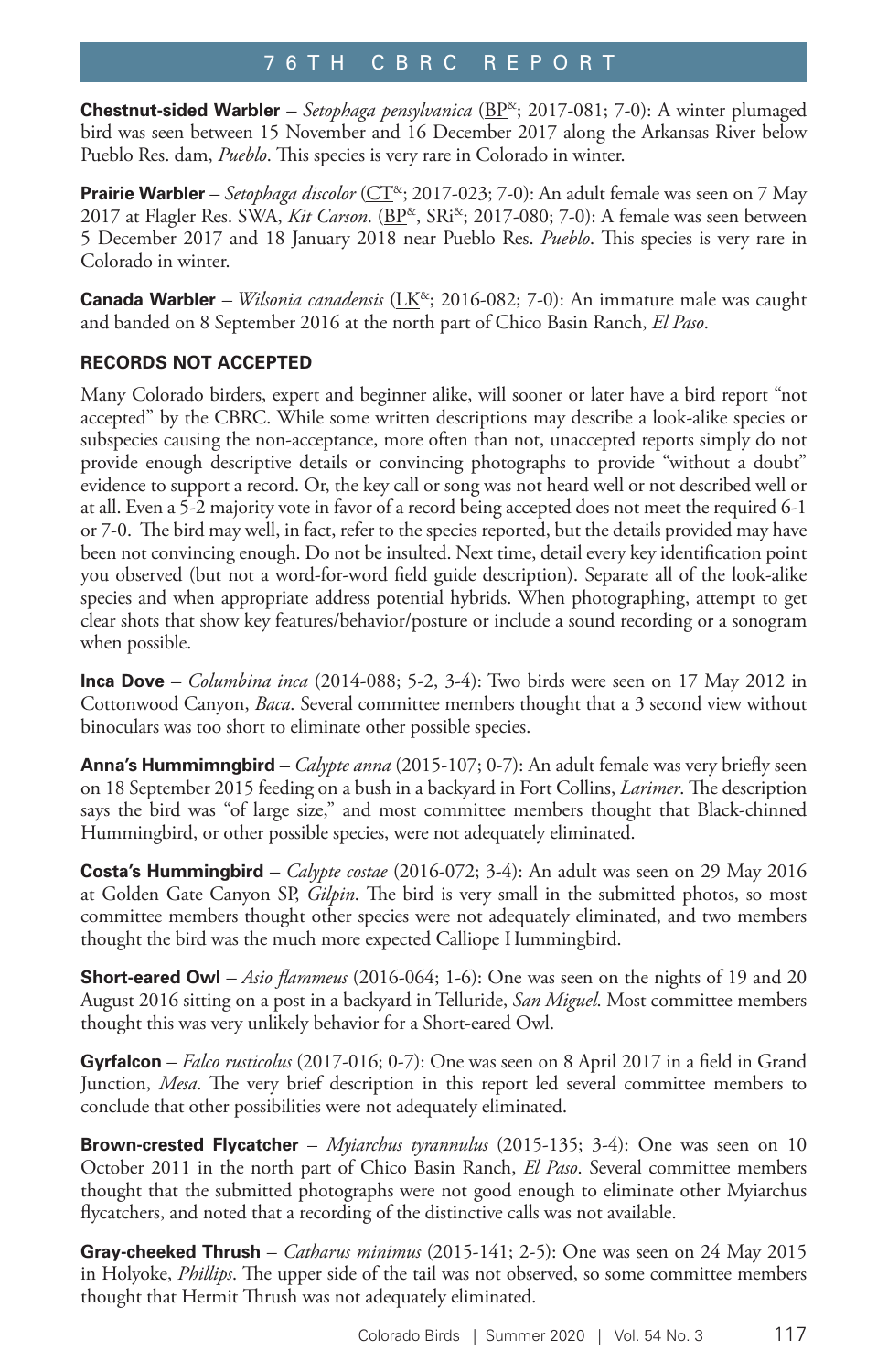**Chestnut-sided Warbler** – *Setophaga pensylvanica* (BP[&]; 2017-081; 7-0): A winter plumaged bird was seen between 15 November and 16 December 2017 along the Arkansas River below Pueblo Res. dam, *Pueblo*. This species is very rare in Colorado in winter.

**Prairie Warbler** – *Setophaga discolor* (CT[&]; 2017-023; 7-0): An adult female was seen on 7 May 2017 at Flagler Res. SWA, *Kit Carson*. (BP[&], SRi[&]; 2017-080; 7-0): A female was seen between 5 December 2017 and 18 January 2018 near Pueblo Res. *Pueblo*. This species is very rare in Colorado in winter.

**Canada Warbler** – *Wilsonia canadensis* (LK[&]; 2016-082; 7-0): An immature male was caught and banded on 8 September 2016 at the north part of Chico Basin Ranch, *El Paso*.

### RECORDS NOT ACCEPTED

Many Colorado birders, expert and beginner alike, will sooner or later have a bird report "not accepted" by the CBRC. While some written descriptions may describe a look-alike species or subspecies causing the non-acceptance, more often than not, unaccepted reports simply do not provide enough descriptive details or convincing photographs to provide "without a doubt" evidence to support a record. Or, the key call or song was not heard well or not described well or at all. Even a 5-2 majority vote in favor of a record being accepted does not meet the required 6-1 or 7-0. The bird may well, in fact, refer to the species reported, but the details provided may have been not convincing enough. Do not be insulted. Next time, detail every key identification point you observed (but not a word-for-word field guide description). Separate all of the look-alike species and when appropriate address potential hybrids. When photographing, attempt to get clear shots that show key features/behavior/posture or include a sound recording or a sonogram when possible.

**Inca Dove** – *Columbina inca* (2014-088; 5-2, 3-4): Two birds were seen on 17 May 2012 in Cottonwood Canyon, *Baca*. Several committee members thought that a 3 second view without binoculars was too short to eliminate other possible species.

**Anna's Hummimngbird** – *Calypte anna* (2015-107; 0-7): An adult female was very briefly seen on 18 September 2015 feeding on a bush in a backyard in Fort Collins, *Larimer*. The description says the bird was "of large size," and most committee members thought that Black-chinned Hummingbird, or other possible species, were not adequately eliminated.

**Costa's Hummingbird** – *Calypte costae* (2016-072; 3-4): An adult was seen on 29 May 2016 at Golden Gate Canyon SP, *Gilpin*. The bird is very small in the submitted photos, so most committee members thought other species were not adequately eliminated, and two members thought the bird was the much more expected Calliope Hummingbird.

**Short-eared Owl** – *Asio flammeus* (2016-064; 1-6): One was seen on the nights of 19 and 20 August 2016 sitting on a post in a backyard in Telluride, *San Miguel*. Most committee members thought this was very unlikely behavior for a Short-eared Owl.

**Gyrfalcon** – *Falco rusticolus* (2017-016; 0-7): One was seen on 8 April 2017 in a field in Grand Junction, *Mesa*. The very brief description in this report led several committee members to conclude that other possibilities were not adequately eliminated.

**Brown-crested Flycatcher** – *Myiarchus tyrannulus* (2015-135; 3-4): One was seen on 10 October 2011 in the north part of Chico Basin Ranch, *El Paso*. Several committee members thought that the submitted photographs were not good enough to eliminate other Myiarchus flycatchers, and noted that a recording of the distinctive calls was not available.

**Gray-cheeked Thrush** – *Catharus minimus* (2015-141; 2-5): One was seen on 24 May 2015 in Holyoke, *Phillips*. The upper side of the tail was not observed, so some committee members thought that Hermit Thrush was not adequately eliminated.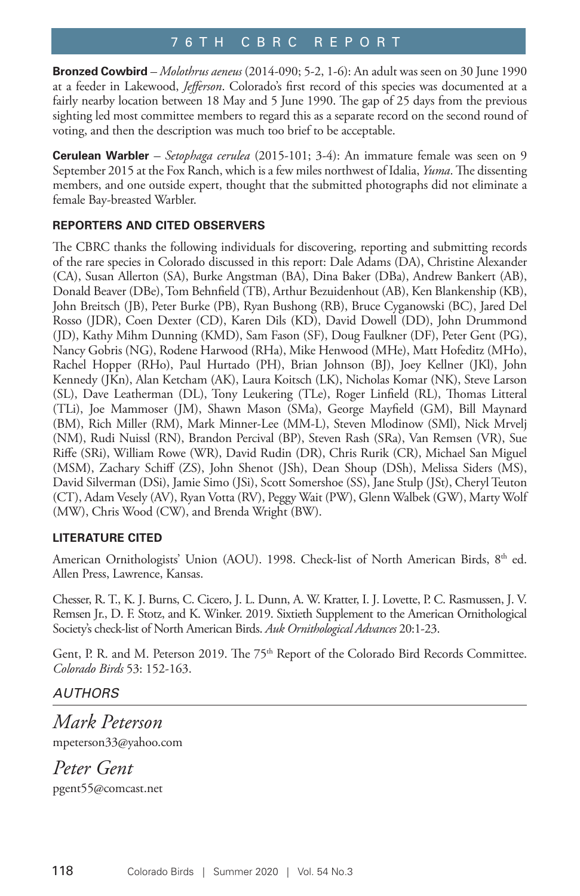**Bronzed Cowbird** – *Molothrus aeneus* (2014-090; 5-2, 1-6): An adult was seen on 30 June 1990 at a feeder in Lakewood, *Jefferson*. Colorado's first record of this species was documented at a fairly nearby location between 18 May and 5 June 1990. The gap of 25 days from the previous sighting led most committee members to regard this as a separate record on the second round of voting, and then the description was much too brief to be acceptable.

**Cerulean Warbler** – *Setophaga cerulea* (2015-101; 3-4): An immature female was seen on 9 September 2015 at the Fox Ranch, which is a few miles northwest of Idalia, *Yuma*. The dissenting members, and one outside expert, thought that the submitted photographs did not eliminate a female Bay-breasted Warbler.

### REPORTERS AND CITED OBSERVERS

The CBRC thanks the following individuals for discovering, reporting and submitting records of the rare species in Colorado discussed in this report: Dale Adams (DA), Christine Alexander (CA), Susan Allerton (SA), Burke Angstman (BA), Dina Baker (DBa), Andrew Bankert (AB), Donald Beaver (DBe), Tom Behnfield (TB), Arthur Bezuidenhout (AB), Ken Blankenship (KB), John Breitsch (JB), Peter Burke (PB), Ryan Bushong (RB), Bruce Cyganowski (BC), Jared Del Rosso (JDR), Coen Dexter (CD), Karen Dils (KD), David Dowell (DD), John Drummond (JD), Kathy Mihm Dunning (KMD), Sam Fason (SF), Doug Faulkner (DF), Peter Gent (PG), Nancy Gobris (NG), Rodene Harwood (RHa), Mike Henwood (MHe), Matt Hofeditz (MHo), Rachel Hopper (RHo), Paul Hurtado (PH), Brian Johnson (BJ), Joey Kellner (JKl), John Kennedy (JKn), Alan Ketcham (AK), Laura Koitsch (LK), Nicholas Komar (NK), Steve Larson (SL), Dave Leatherman (DL), Tony Leukering (TLe), Roger Linfield (RL), Thomas Litteral (TLi), Joe Mammoser (JM), Shawn Mason (SMa), George Mayfield (GM), Bill Maynard (BM), Rich Miller (RM), Mark Minner-Lee (MM-L), Steven Mlodinow (SMl), Nick Mrvelj (NM), Rudi Nuissl (RN), Brandon Percival (BP), Steven Rash (SRa), Van Remsen (VR), Sue Riffe (SRi), William Rowe (WR), David Rudin (DR), Chris Rurik (CR), Michael San Miguel (MSM), Zachary Schiff (ZS), John Shenot (JSh), Dean Shoup (DSh), Melissa Siders (MS), David Silverman (DSi), Jamie Simo (JSi), Scott Somershoe (SS), Jane Stulp (JSt), Cheryl Teuton (CT), Adam Vesely (AV), Ryan Votta (RV), Peggy Wait (PW), Glenn Walbek (GW), Marty Wolf (MW), Chris Wood (CW), and Brenda Wright (BW).

### LITERATURE CITED

American Ornithologists' Union (AOU). 1998. Check-list of North American Birds, 8th ed. Allen Press, Lawrence, Kansas.

Chesser, R. T., K. J. Burns, C. Cicero, J. L. Dunn, A. W. Kratter, I. J. Lovette, P. C. Rasmussen, J. V. Remsen Jr., D. F. Stotz, and K. Winker. 2019. Sixtieth Supplement to the American Ornithological Society's check-list of North American Birds. *Auk Ornithological Advances* 20:1-23.

Gent, P. R. and M. Peterson 2019. The 75th Report of the Colorado Bird Records Committee. *Colorado Birds* 53: 152-163.

### *AUTHORS*

*Mark Peterson*
mpeterson33@yahoo.com

*Peter Gent*
pgent55@comcast.net